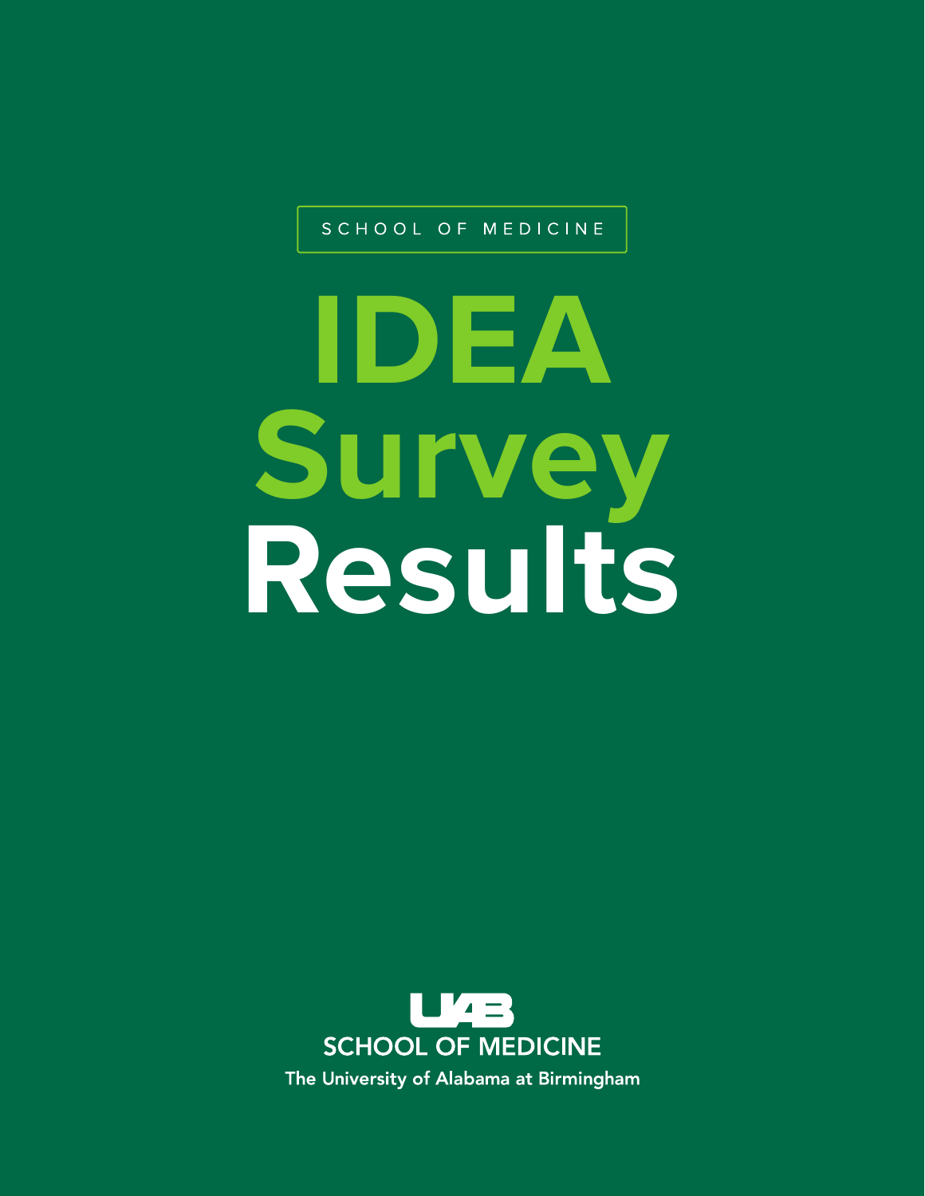SCHOOL OF MEDICINE

# IDEA Survey Results

UAB

SCHOOL OF MEDICINE

The University of Alabama at Birmingham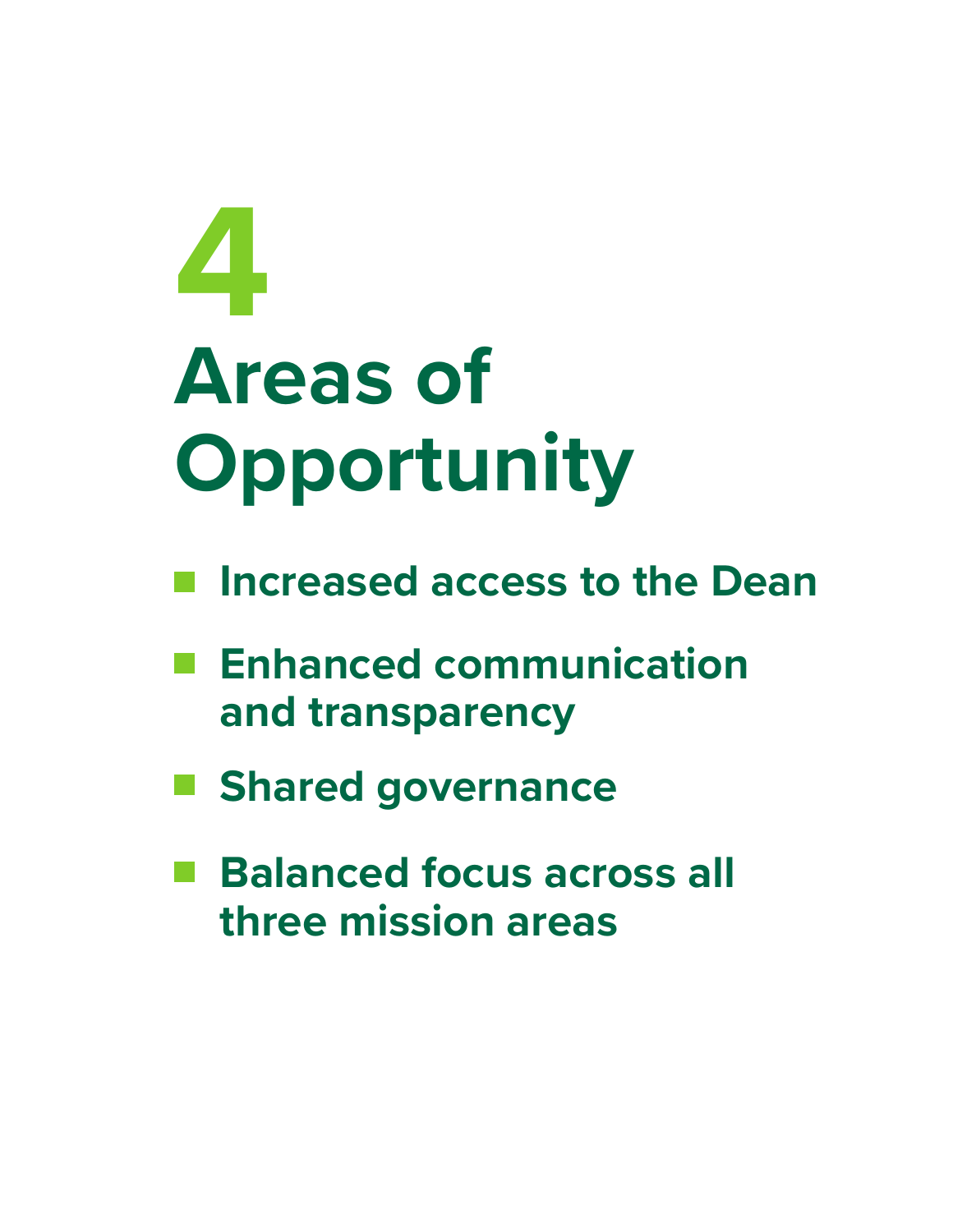# 4 Areas of Opportunity

- Increased access to the Dean
- Enhanced communication and transparency
- Shared governance
- Balanced focus across all three mission areas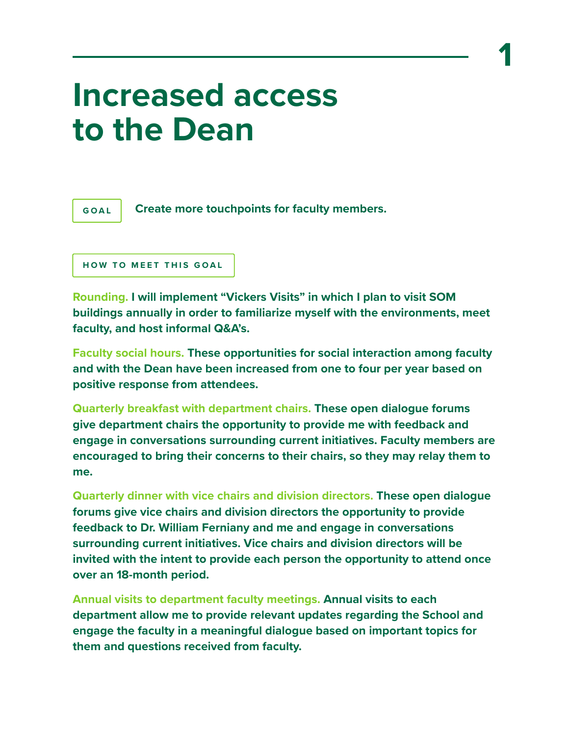# 1

# Increased access to the Dean

**GOAL**

**Create more touchpoints for faculty members.**

**HOW TO MEET THIS GOAL**

**Rounding.** I will implement "Vickers Visits" in which I plan to visit SOM buildings annually in order to familiarize myself with the environments, meet faculty, and host informal Q&A's.

**Faculty social hours.** These opportunities for social interaction among faculty and with the Dean have been increased from one to four per year based on positive response from attendees.

**Quarterly breakfast with department chairs.** These open dialogue forums give department chairs the opportunity to provide me with feedback and engage in conversations surrounding current initiatives. Faculty members are encouraged to bring their concerns to their chairs, so they may relay them to me.

**Quarterly dinner with vice chairs and division directors.** These open dialogue forums give vice chairs and division directors the opportunity to provide feedback to Dr. William Ferniany and me and engage in conversations surrounding current initiatives. Vice chairs and division directors will be invited with the intent to provide each person the opportunity to attend once over an 18-month period.

**Annual visits to department faculty meetings.** Annual visits to each department allow me to provide relevant updates regarding the School and engage the faculty in a meaningful dialogue based on important topics for them and questions received from faculty.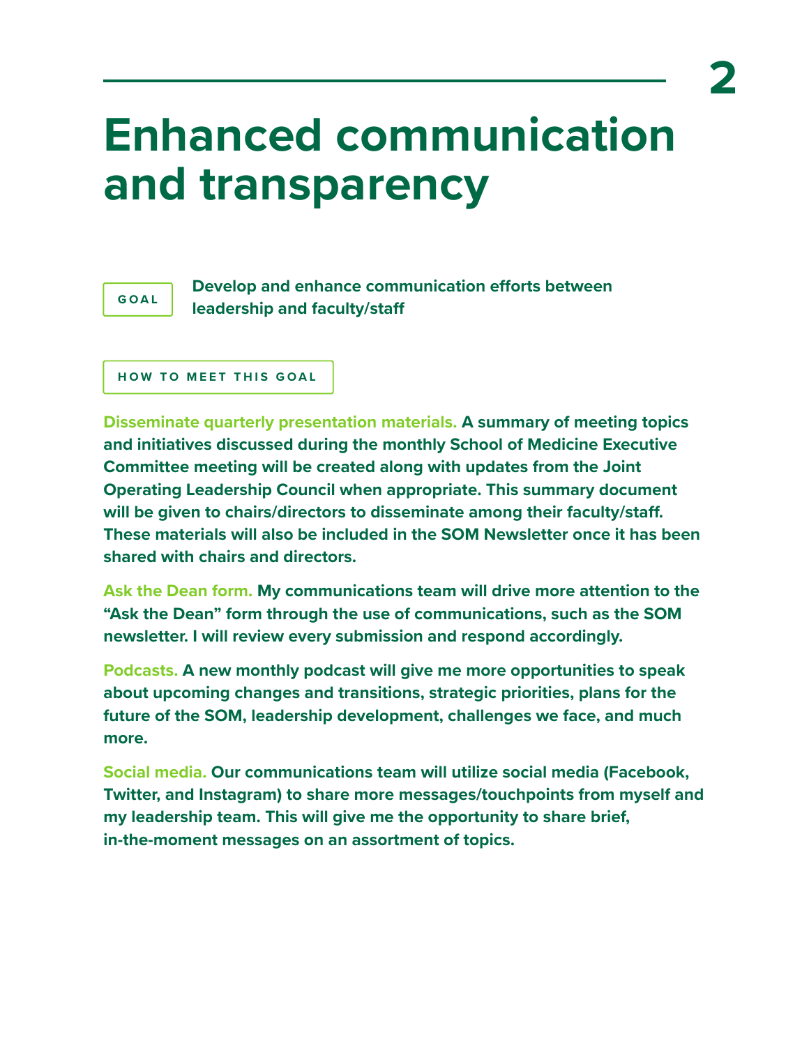# 2

# Enhanced communication and transparency

**GOAL**

**Develop and enhance communication efforts between leadership and faculty/staff**

**HOW TO MEET THIS GOAL**

**Disseminate quarterly presentation materials.** A summary of meeting topics and initiatives discussed during the monthly School of Medicine Executive Committee meeting will be created along with updates from the Joint Operating Leadership Council when appropriate. This summary document will be given to chairs/directors to disseminate among their faculty/staff. These materials will also be included in the SOM Newsletter once it has been shared with chairs and directors.

**Ask the Dean form.** My communications team will drive more attention to the "Ask the Dean" form through the use of communications, such as the SOM newsletter. I will review every submission and respond accordingly.

**Podcasts.** A new monthly podcast will give me more opportunities to speak about upcoming changes and transitions, strategic priorities, plans for the future of the SOM, leadership development, challenges we face, and much more.

**Social media.** Our communications team will utilize social media (Facebook, Twitter, and Instagram) to share more messages/touchpoints from myself and my leadership team. This will give me the opportunity to share brief, in-the-moment messages on an assortment of topics.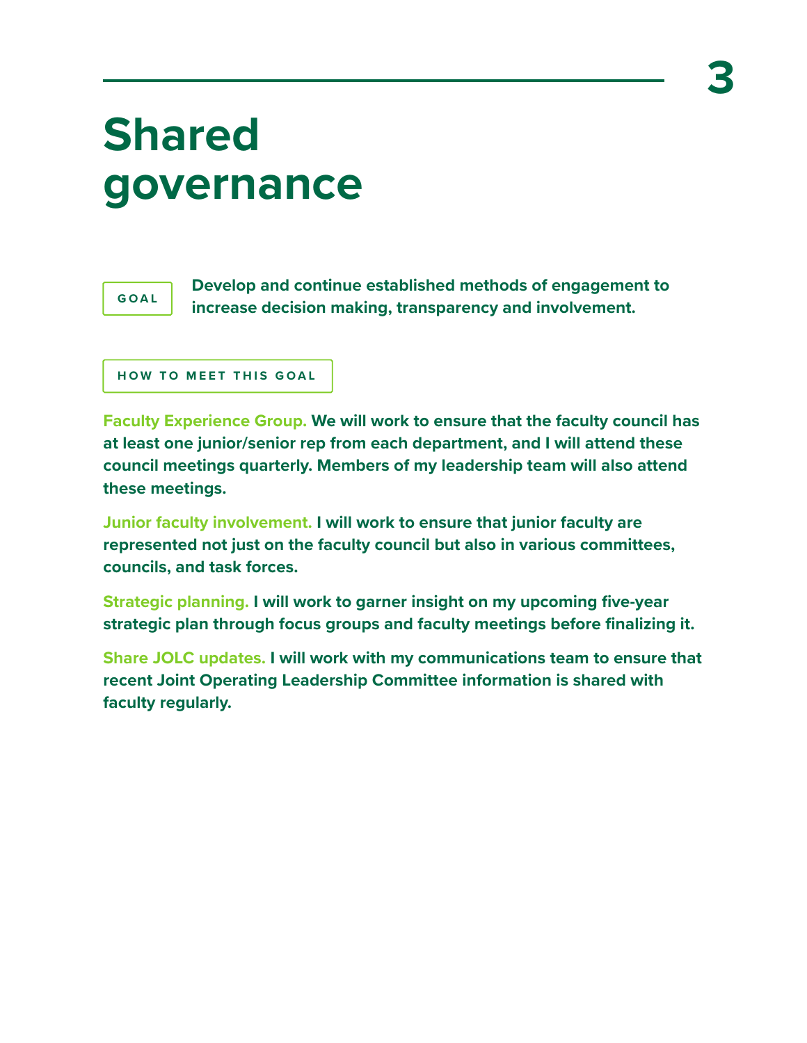# Shared governance

**GOAL**

**Develop and continue established methods of engagement to increase decision making, transparency and involvement.**

**HOW TO MEET THIS GOAL**

**Faculty Experience Group.** We will work to ensure that the faculty council has at least one junior/senior rep from each department, and I will attend these council meetings quarterly. Members of my leadership team will also attend these meetings.

**Junior faculty involvement.** I will work to ensure that junior faculty are represented not just on the faculty council but also in various committees, councils, and task forces.

**Strategic planning.** I will work to garner insight on my upcoming five-year strategic plan through focus groups and faculty meetings before finalizing it.

**Share JOLC updates.** I will work with my communications team to ensure that recent Joint Operating Leadership Committee information is shared with faculty regularly.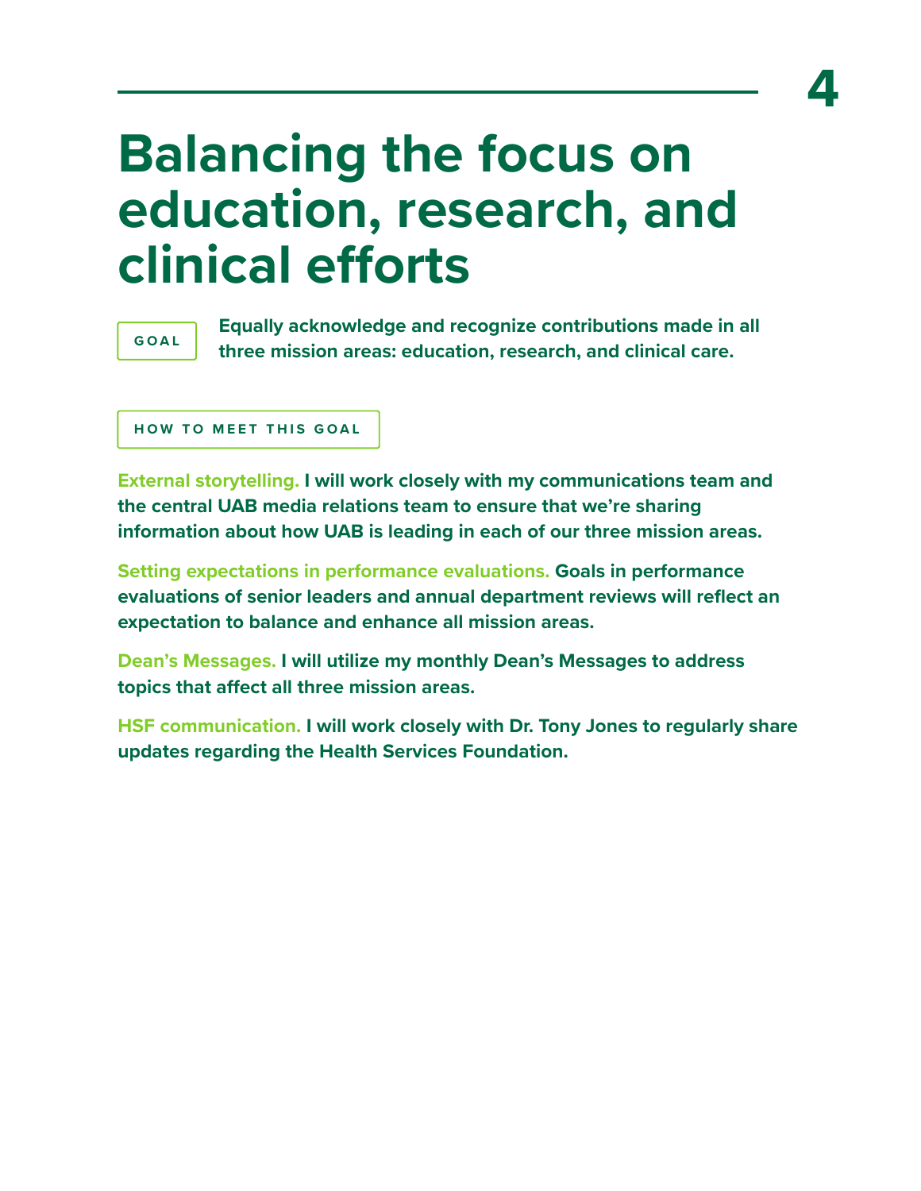# 4

# Balancing the focus on education, research, and clinical efforts

**GOAL**

**Equally acknowledge and recognize contributions made in all three mission areas: education, research, and clinical care.**

**HOW TO MEET THIS GOAL**

**External storytelling.** I will work closely with my communications team and the central UAB media relations team to ensure that we're sharing information about how UAB is leading in each of our three mission areas.

**Setting expectations in performance evaluations.** Goals in performance evaluations of senior leaders and annual department reviews will reflect an expectation to balance and enhance all mission areas.

**Dean's Messages.** I will utilize my monthly Dean's Messages to address topics that affect all three mission areas.

**HSF communication.** I will work closely with Dr. Tony Jones to regularly share updates regarding the Health Services Foundation.